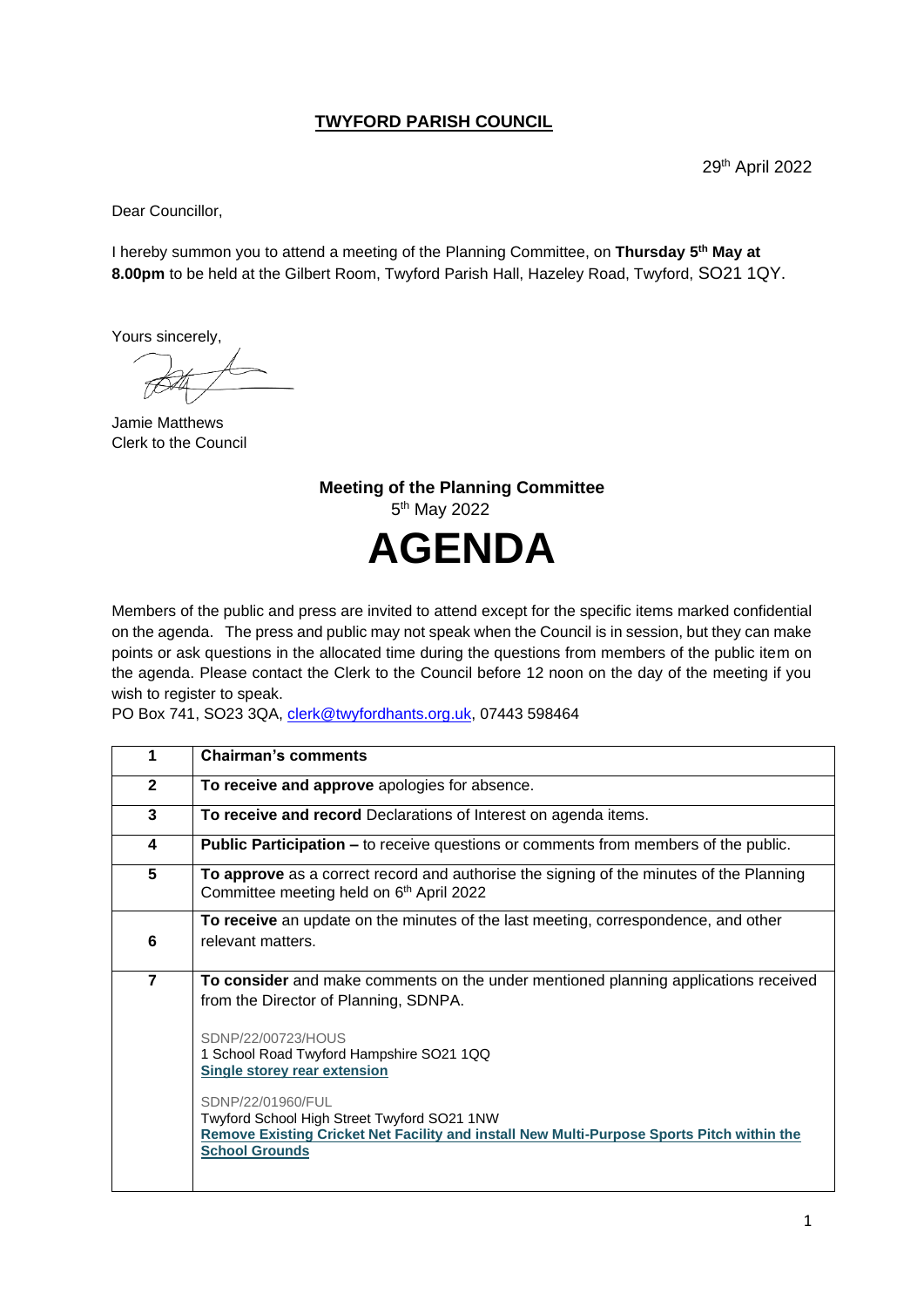# TWYFORD PARISH COUNCIL

29th April 2022

Dear Councillor,

I hereby summon you to attend a meeting of the Planning Committee, on **Thursday 5th May at 8.00pm** to be held at the Gilbert Room, Twyford Parish Hall, Hazeley Road, Twyford, SO21 1QY.

Yours sincerely,

Jamie Matthews
Clerk to the Council

## Meeting of the Planning Committee

5th May 2022

# AGENDA

Members of the public and press are invited to attend except for the specific items marked confidential on the agenda. The press and public may not speak when the Council is in session, but they can make points or ask questions in the allocated time during the questions from members of the public item on the agenda. Please contact the Clerk to the Council before 12 noon on the day of the meeting if you wish to register to speak.

PO Box 741, SO23 3QA, clerk@twyfordhants.org.uk, 07443 598464

| | |
|---|---|
| 1 | **Chairman's comments** |
| 2 | **To receive and approve** apologies for absence. |
| 3 | **To receive and record** Declarations of Interest on agenda items. |
| 4 | **Public Participation –** to receive questions or comments from members of the public. |
| 5 | **To approve** as a correct record and authorise the signing of the minutes of the Planning Committee meeting held on 6th April 2022 |
| 6 | **To receive** an update on the minutes of the last meeting, correspondence, and other relevant matters. |
| 7 | **To consider** and make comments on the under mentioned planning applications received from the Director of Planning, SDNPA.<br><br>SDNP/22/00723/HOUS<br>1 School Road Twyford Hampshire SO21 1QQ<br>**Single storey rear extension**<br><br>SDNP/22/01960/FUL<br>Twyford School High Street Twyford SO21 1NW<br>**Remove Existing Cricket Net Facility and install New Multi-Purpose Sports Pitch within the School Grounds** |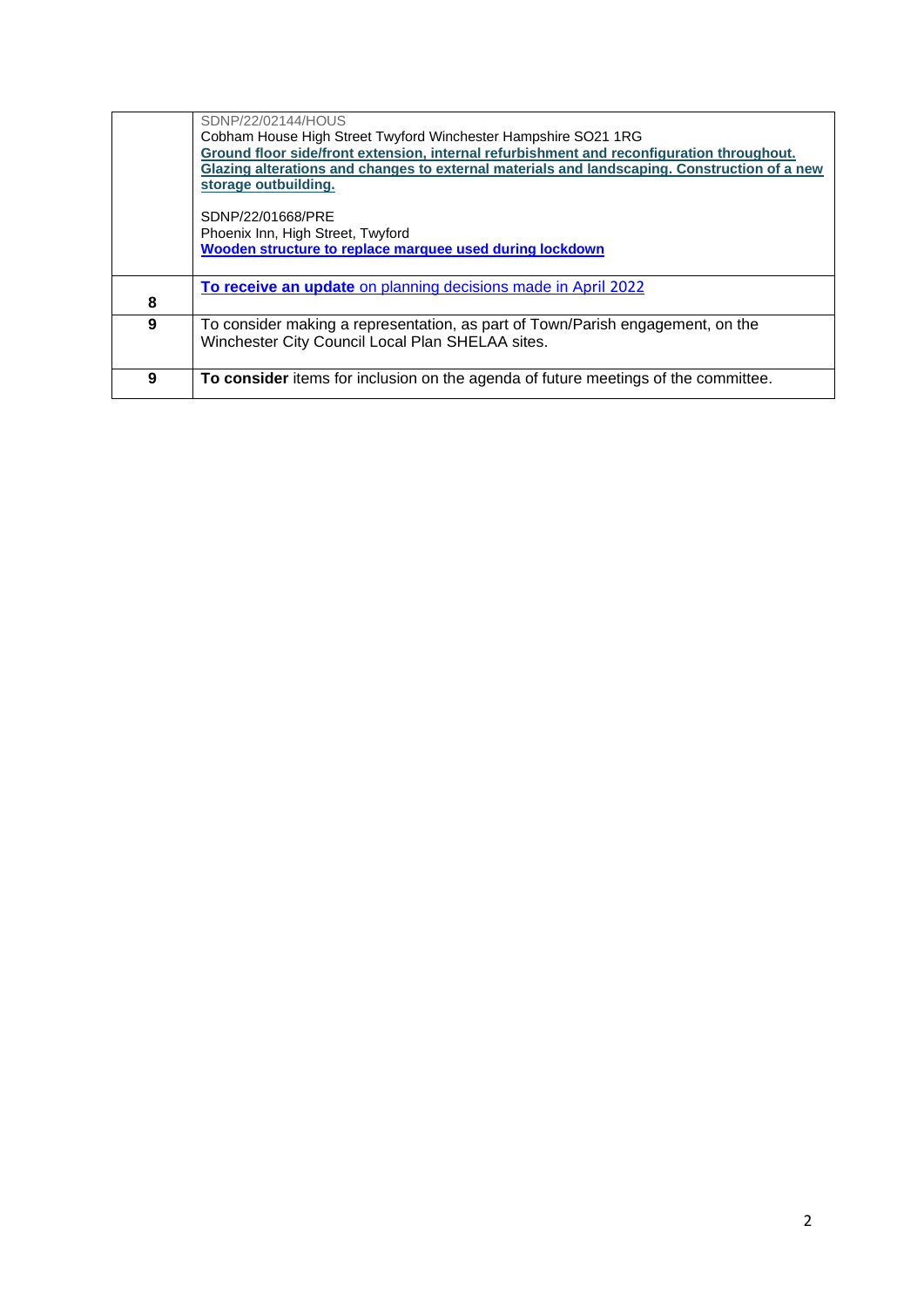| | |
|---|---|
| | SDNP/22/02144/HOUS<br>Cobham House High Street Twyford Winchester Hampshire SO21 1RG<br>**Ground floor side/front extension, internal refurbishment and reconfiguration throughout. Glazing alterations and changes to external materials and landscaping. Construction of a new storage outbuilding.**<br><br>SDNP/22/01668/PRE<br>Phoenix Inn, High Street, Twyford<br>**Wooden structure to replace marquee used during lockdown** |
| **8** | **To receive an update** on planning decisions made in April 2022 |
| **9** | To consider making a representation, as part of Town/Parish engagement, on the Winchester City Council Local Plan SHELAA sites. |
| **9** | **To consider** items for inclusion on the agenda of future meetings of the committee. |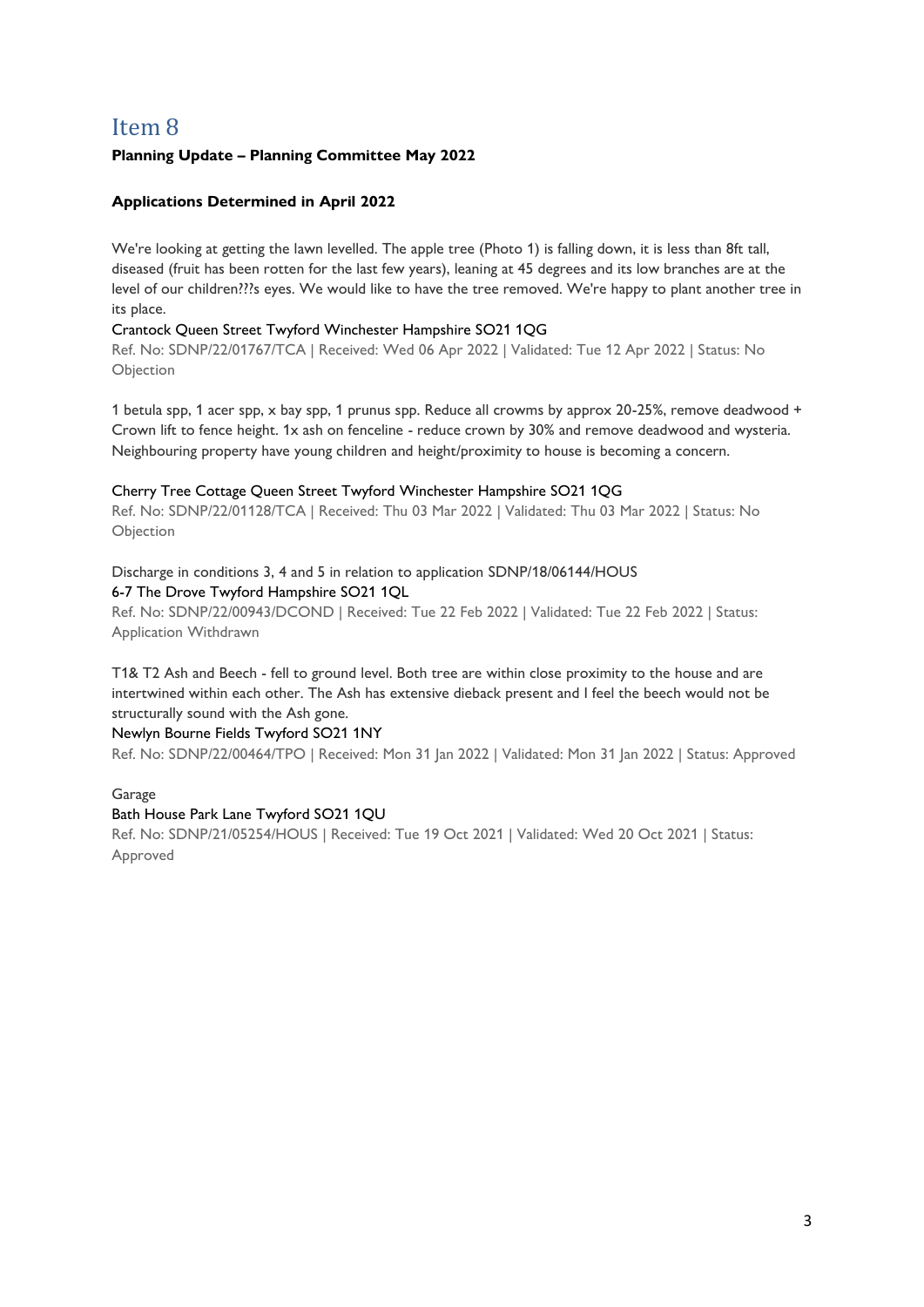# Item 8

**Planning Update – Planning Committee May 2022**

**Applications Determined in April 2022**

We're looking at getting the lawn levelled. The apple tree (Photo 1) is falling down, it is less than 8ft tall, diseased (fruit has been rotten for the last few years), leaning at 45 degrees and its low branches are at the level of our children???s eyes. We would like to have the tree removed. We're happy to plant another tree in its place.

Crantock Queen Street Twyford Winchester Hampshire SO21 1QG

Ref. No: SDNP/22/01767/TCA | Received: Wed 06 Apr 2022 | Validated: Tue 12 Apr 2022 | Status: No Objection

1 betula spp, 1 acer spp, x bay spp, 1 prunus spp. Reduce all crowms by approx 20-25%, remove deadwood + Crown lift to fence height. 1x ash on fenceline - reduce crown by 30% and remove deadwood and wysteria. Neighbouring property have young children and height/proximity to house is becoming a concern.

Cherry Tree Cottage Queen Street Twyford Winchester Hampshire SO21 1QG

Ref. No: SDNP/22/01128/TCA | Received: Thu 03 Mar 2022 | Validated: Thu 03 Mar 2022 | Status: No Objection

Discharge in conditions 3, 4 and 5 in relation to application SDNP/18/06144/HOUS

6-7 The Drove Twyford Hampshire SO21 1QL

Ref. No: SDNP/22/00943/DCOND | Received: Tue 22 Feb 2022 | Validated: Tue 22 Feb 2022 | Status: Application Withdrawn

T1& T2 Ash and Beech - fell to ground level. Both tree are within close proximity to the house and are intertwined within each other. The Ash has extensive dieback present and I feel the beech would not be structurally sound with the Ash gone.

Newlyn Bourne Fields Twyford SO21 1NY

Ref. No: SDNP/22/00464/TPO | Received: Mon 31 Jan 2022 | Validated: Mon 31 Jan 2022 | Status: Approved

Garage

Bath House Park Lane Twyford SO21 1QU

Ref. No: SDNP/21/05254/HOUS | Received: Tue 19 Oct 2021 | Validated: Wed 20 Oct 2021 | Status: Approved